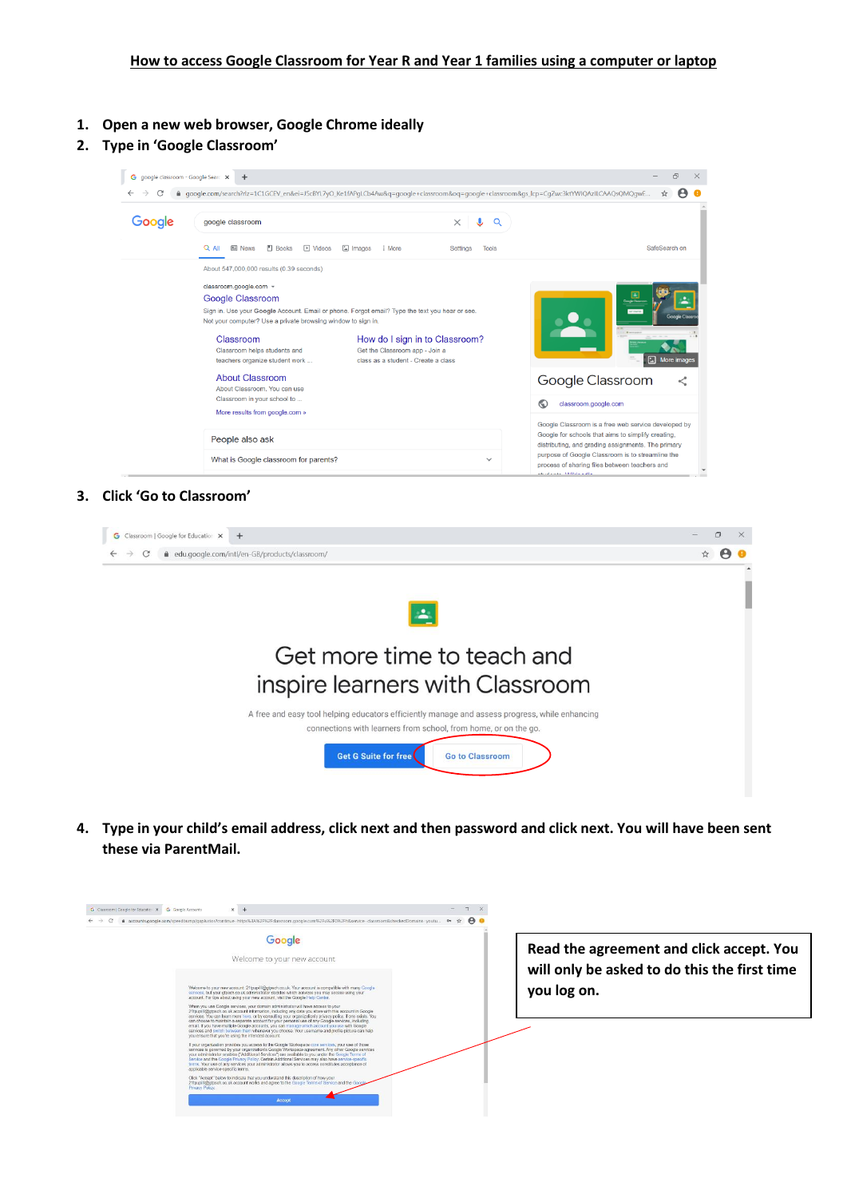# How to access Google Classroom for Year R and Year 1 families using a computer or laptop

1. **Open a new web browser, Google Chrome ideally**
2. **Type in 'Google Classroom'**
3. **Click 'Go to Classroom'**
4. **Type in your child's email address, click next and then password and click next. You will have been sent these via ParentMail.**

**Read the agreement and click accept. You will only be asked to do this the first time you log on.**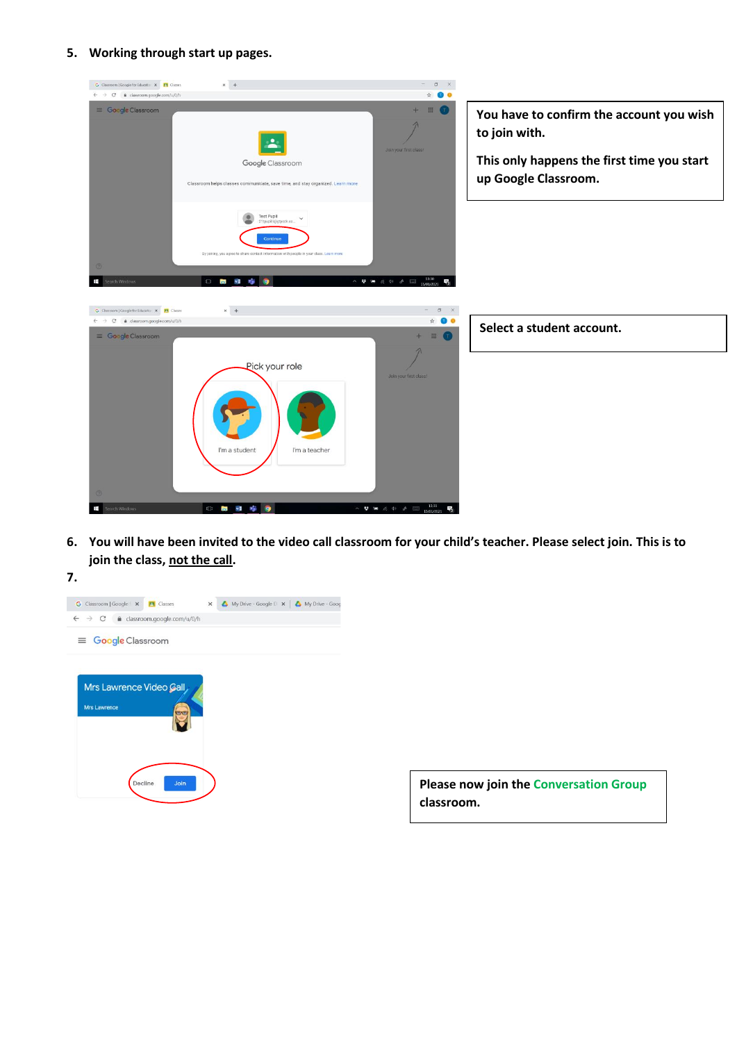5. **Working through start up pages.**

**You have to confirm the account you wish to join with.**

**This only happens the first time you start up Google Classroom.**

**Select a student account.**

6. **You will have been invited to the video call classroom for your child's teacher. Please select join. This is to join the class, <u>not the call</u>.**
7. 

**Please now join the Conversation Group classroom.**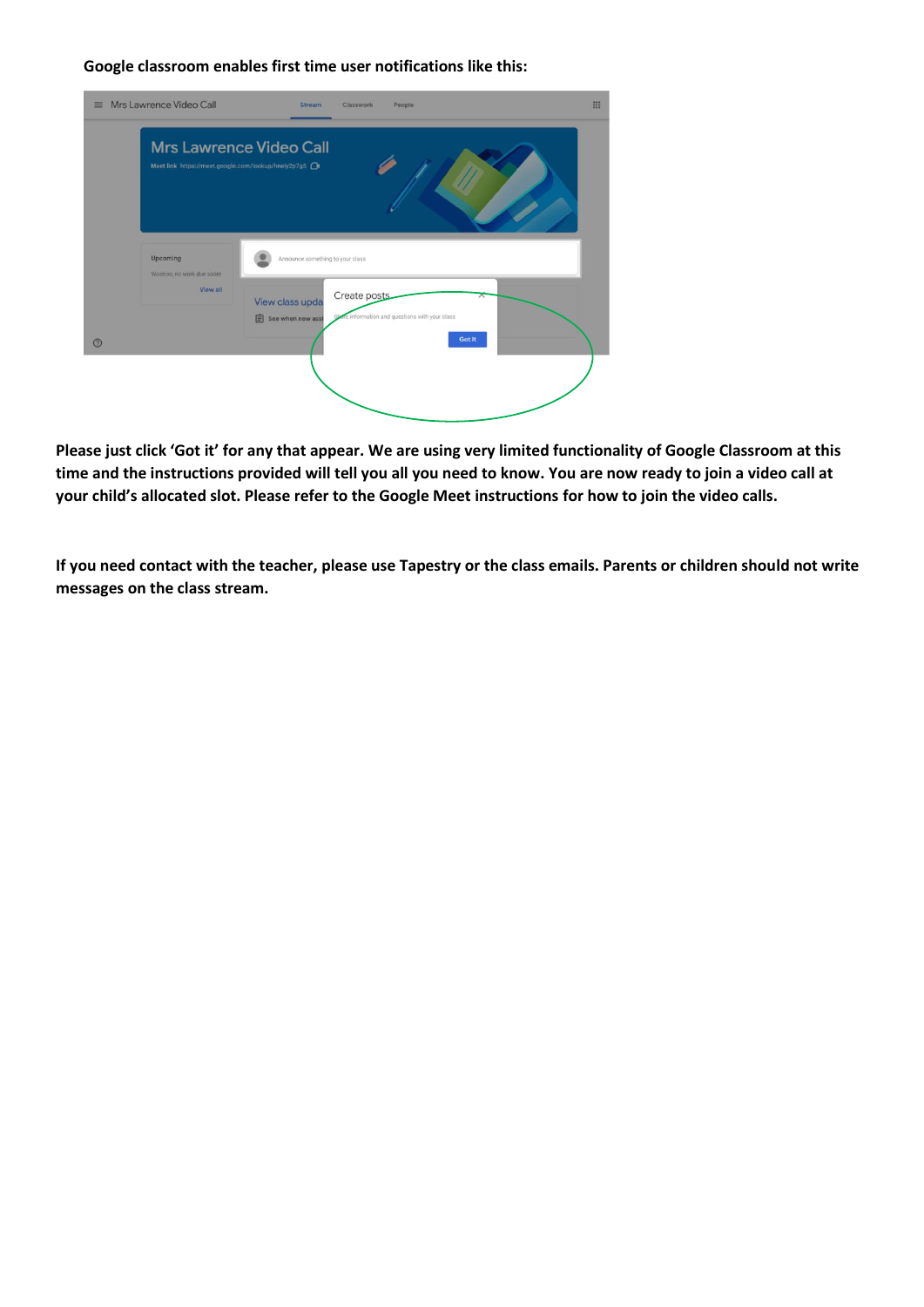**Google classroom enables first time user notifications like this:**

**Please just click 'Got it' for any that appear. We are using very limited functionality of Google Classroom at this time and the instructions provided will tell you all you need to know. You are now ready to join a video call at your child's allocated slot. Please refer to the Google Meet instructions for how to join the video calls.**

**If you need contact with the teacher, please use Tapestry or the class emails. Parents or children should not write messages on the class stream.**